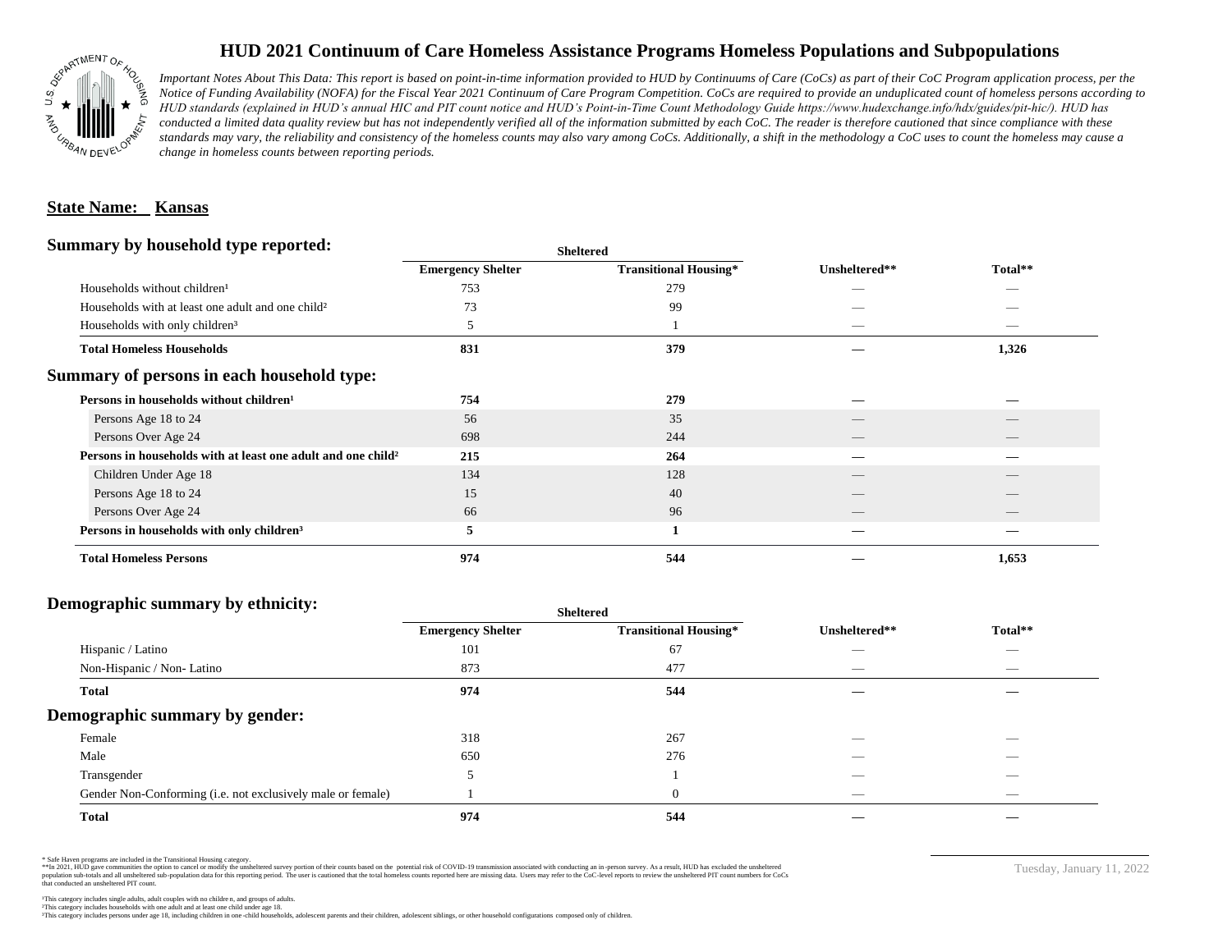# HUD 2021 Continuum of Care Homeless Assistance Programs Homeless Populations and Subpopulations

*Important Notes About This Data: This report is based on point-in-time information provided to HUD by Continuums of Care (CoCs) as part of their CoC Program application process, per the Notice of Funding Availability (NOFA) for the Fiscal Year 2021 Continuum of Care Program Competition. CoCs are required to provide an unduplicated count of homeless persons according to HUD standards (explained in HUD's annual HIC and PIT count notice and HUD's Point-in-Time Count Methodology Guide https://www.hudexchange.info/hdx/guides/pit-hic/). HUD has conducted a limited data quality review but has not independently verified all of the information submitted by each CoC. The reader is therefore cautioned that since compliance with these standards may vary, the reliability and consistency of the homeless counts may also vary among CoCs. Additionally, a shift in the methodology a CoC uses to count the homeless may cause a change in homeless counts between reporting periods.*

**State Name: Kansas**

## Summary by household type reported:

| | Sheltered | | | |
|---|---|---|---|---|
| | **Emergency Shelter** | **Transitional Housing*** | **Unsheltered**** | **Total**** |
| Households without children¹ | 753 | 279 | — | — |
| Households with at least one adult and one child² | 73 | 99 | — | — |
| Households with only children³ | 5 | 1 | — | — |
| **Total Homeless Households** | **831** | **379** | **—** | **1,326** |

## Summary of persons in each household type:

| | Emergency Shelter | Transitional Housing* | Unsheltered** | Total** |
|---|---|---|---|---|
| **Persons in households without children¹** | **754** | **279** | **—** | **—** |
| Persons Age 18 to 24 | 56 | 35 | — | — |
| Persons Over Age 24 | 698 | 244 | — | — |
| **Persons in households with at least one adult and one child²** | **215** | **264** | **—** | **—** |
| Children Under Age 18 | 134 | 128 | — | — |
| Persons Age 18 to 24 | 15 | 40 | — | — |
| Persons Over Age 24 | 66 | 96 | — | — |
| **Persons in households with only children³** | **5** | **1** | **—** | **—** |
| **Total Homeless Persons** | **974** | **544** | **—** | **1,653** |

## Demographic summary by ethnicity:

| | Sheltered | | | |
|---|---|---|---|---|
| | **Emergency Shelter** | **Transitional Housing*** | **Unsheltered**** | **Total**** |
| Hispanic / Latino | 101 | 67 | — | — |
| Non-Hispanic / Non- Latino | 873 | 477 | — | — |
| **Total** | **974** | **544** | **—** | **—** |

## Demographic summary by gender:

| | Emergency Shelter | Transitional Housing* | Unsheltered** | Total** |
|---|---|---|---|---|
| Female | 318 | 267 | — | — |
| Male | 650 | 276 | — | — |
| Transgender | 5 | 1 | — | — |
| Gender Non-Conforming (i.e. not exclusively male or female) | 1 | 0 | — | — |
| **Total** | **974** | **544** | **—** | **—** |

\* Safe Haven programs are included in the Transitional Housing category.
\*\*In 2021, HUD gave communities the option to cancel or modify the unsheltered survey portion of their counts based on the potential risk of COVID-19 transmission associated with conducting an in-person survey. As a result, HUD has excluded the unsheltered population sub-totals and all unsheltered sub-population data for this reporting period. The user is cautioned that the total homeless counts reported here are missing data. Users may refer to the CoC-level reports to review the unsheltered PIT count numbers for CoCs that conducted an unsheltered PIT count.

¹This category includes single adults, adult couples with no children, and groups of adults.
²This category includes households with one adult and at least one child under age 18.
³This category includes persons under age 18, including children in one-child households, adolescent parents and their children, adolescent siblings, or other household configurations composed only of children.

Tuesday, January 11, 2022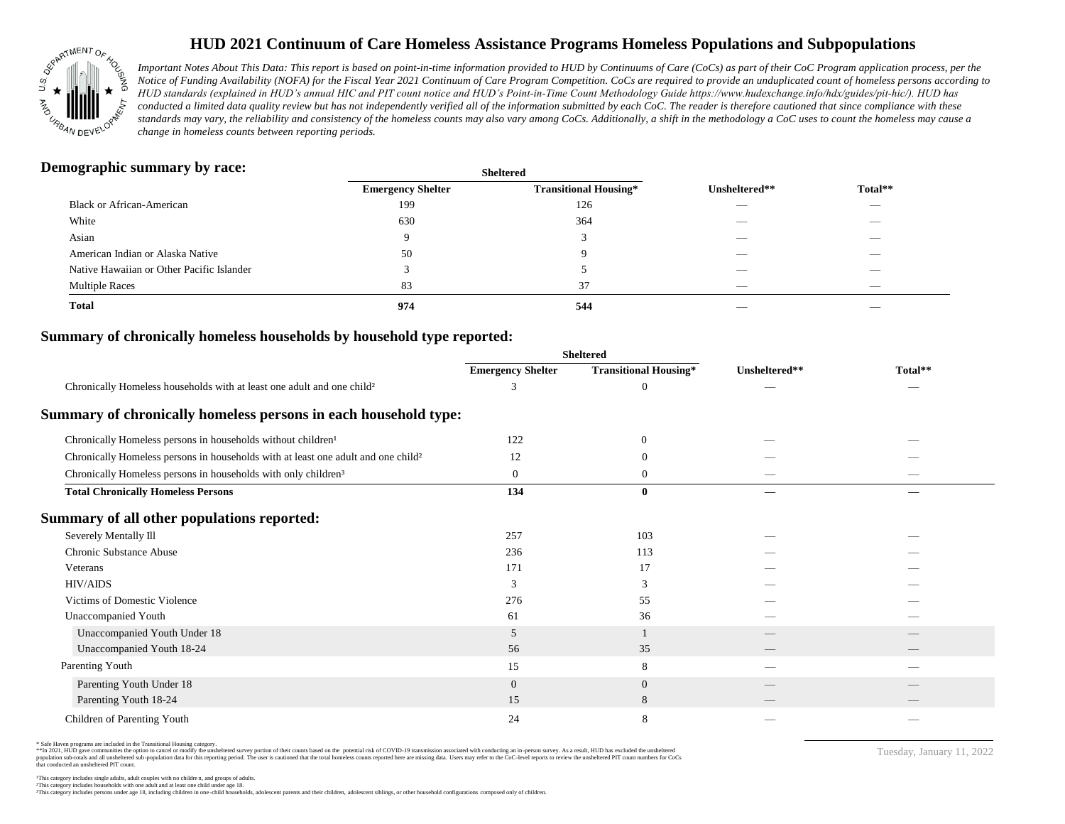# HUD 2021 Continuum of Care Homeless Assistance Programs Homeless Populations and Subpopulations

*Important Notes About This Data: This report is based on point-in-time information provided to HUD by Continuums of Care (CoCs) as part of their CoC Program application process, per the Notice of Funding Availability (NOFA) for the Fiscal Year 2021 Continuum of Care Program Competition. CoCs are required to provide an unduplicated count of homeless persons according to HUD standards (explained in HUD's annual HIC and PIT count notice and HUD's Point-in-Time Count Methodology Guide https://www.hudexchange.info/hdx/guides/pit-hic/). HUD has conducted a limited data quality review but has not independently verified all of the information submitted by each CoC. The reader is therefore cautioned that since compliance with these standards may vary, the reliability and consistency of the homeless counts may also vary among CoCs. Additionally, a shift in the methodology a CoC uses to count the homeless may cause a change in homeless counts between reporting periods.*

## Demographic summary by race:

| | Sheltered | | | |
|---|---|---|---|---|
| | Emergency Shelter | Transitional Housing* | Unsheltered** | Total** |
| Black or African-American | 199 | 126 | — | — |
| White | 630 | 364 | — | — |
| Asian | 9 | 3 | — | — |
| American Indian or Alaska Native | 50 | 9 | — | — |
| Native Hawaiian or Other Pacific Islander | 3 | 5 | — | — |
| Multiple Races | 83 | 37 | — | — |
| **Total** | **974** | **544** | **—** | **—** |

## Summary of chronically homeless households by household type reported:

| | Sheltered | | | |
|---|---|---|---|---|
| | Emergency Shelter | Transitional Housing* | Unsheltered** | Total** |
| Chronically Homeless households with at least one adult and one child[2] | 3 | 0 | — | — |

## Summary of chronically homeless persons in each household type:

| | Emergency Shelter | Transitional Housing* | Unsheltered** | Total** |
|---|---|---|---|---|
| Chronically Homeless persons in households without children[1] | 122 | 0 | — | — |
| Chronically Homeless persons in households with at least one adult and one child[2] | 12 | 0 | — | — |
| Chronically Homeless persons in households with only children[3] | 0 | 0 | — | — |
| **Total Chronically Homeless Persons** | **134** | **0** | **—** | **—** |

## Summary of all other populations reported:

| | Emergency Shelter | Transitional Housing* | Unsheltered** | Total** |
|---|---|---|---|---|
| Severely Mentally Ill | 257 | 103 | — | — |
| Chronic Substance Abuse | 236 | 113 | — | — |
| Veterans | 171 | 17 | — | — |
| HIV/AIDS | 3 | 3 | — | — |
| Victims of Domestic Violence | 276 | 55 | — | — |
| Unaccompanied Youth | 61 | 36 | — | — |
| Unaccompanied Youth Under 18 | 5 | 1 | — | — |
| Unaccompanied Youth 18-24 | 56 | 35 | — | — |
| Parenting Youth | 15 | 8 | — | — |
| Parenting Youth Under 18 | 0 | 0 | — | — |
| Parenting Youth 18-24 | 15 | 8 | — | — |
| Children of Parenting Youth | 24 | 8 | — | — |

\* Safe Haven programs are included in the Transitional Housing category.

\*\*In 2021, HUD gave communities the option to cancel or modify the unsheltered survey portion of their counts based on the potential risk of COVID-19 transmission associated with conducting an in-person survey. As a result, HUD has excluded the unsheltered population sub-totals and all unsheltered sub-population data for this reporting period. The user is cautioned that the total homeless counts reported here are missing data. Users may refer to the CoC-level reports to review the unsheltered PIT count numbers for CoCs that conducted an unsheltered PIT count.

[1]This category includes single adults, adult couples with no children, and groups of adults.
[2]This category includes households with one adult and at least one child under 18.
[3]This category includes persons under age 18, including children in one-child households, adolescent parents and their children, adolescent siblings, or other household configurations composed only of children.

Tuesday, January 11, 2022